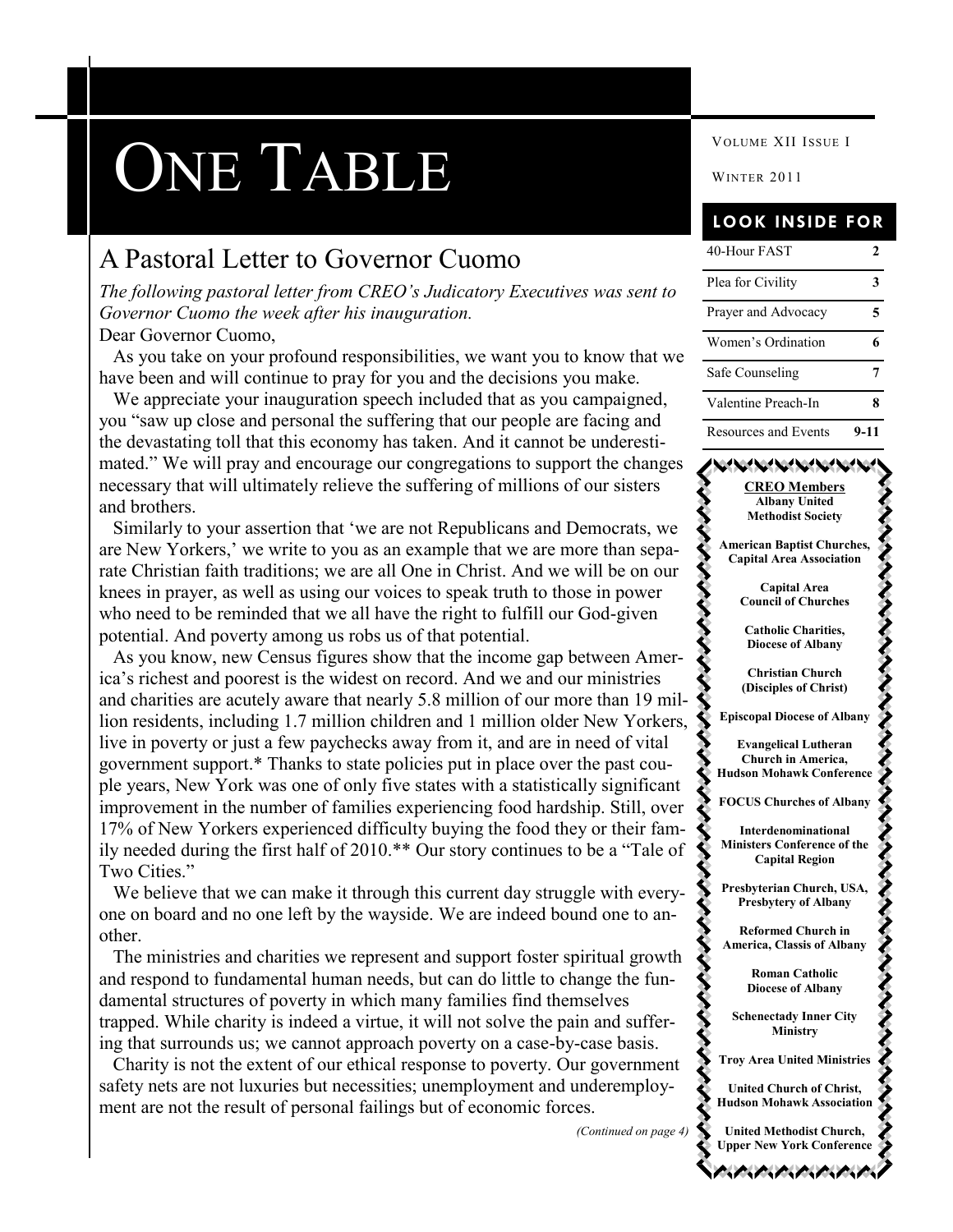# ONE TABLE

VOLUME XII ISSUE I

WINTER 2011

## A Pastoral Letter to Governor Cuomo

*The following pastoral letter from CREO's Judicatory Executives was sent to Governor Cuomo the week after his inauguration.*

Dear Governor Cuomo,

As you take on your profound responsibilities, we want you to know that we have been and will continue to pray for you and the decisions you make.

We appreciate your inauguration speech included that as you campaigned, you "saw up close and personal the suffering that our people are facing and the devastating toll that this economy has taken. And it cannot be underestimated." We will pray and encourage our congregations to support the changes necessary that will ultimately relieve the suffering of millions of our sisters and brothers.

Similarly to your assertion that 'we are not Republicans and Democrats, we are New Yorkers,' we write to you as an example that we are more than separate Christian faith traditions; we are all One in Christ. And we will be on our knees in prayer, as well as using our voices to speak truth to those in power who need to be reminded that we all have the right to fulfill our God-given potential. And poverty among us robs us of that potential.

As you know, new Census figures show that the income gap between America's richest and poorest is the widest on record. And we and our ministries and charities are acutely aware that nearly 5.8 million of our more than 19 million residents, including 1.7 million children and 1 million older New Yorkers, live in poverty or just a few paychecks away from it, and are in need of vital government support.* Thanks to state policies put in place over the past couple years, New York was one of only five states with a statistically significant improvement in the number of families experiencing food hardship. Still, over 17% of New Yorkers experienced difficulty buying the food they or their family needed during the first half of 2010.** Our story continues to be a "Tale of Two Cities."

We believe that we can make it through this current day struggle with everyone on board and no one left by the wayside. We are indeed bound one to another.

The ministries and charities we represent and support foster spiritual growth and respond to fundamental human needs, but can do little to change the fundamental structures of poverty in which many families find themselves trapped. While charity is indeed a virtue, it will not solve the pain and suffering that surrounds us; we cannot approach poverty on a case-by-case basis.

Charity is not the extent of our ethical response to poverty. Our government safety nets are not luxuries but necessities; unemployment and underemployment are not the result of personal failings but of economic forces.

*(Continued on page 4)*

### LOOK INSIDE FOR

| | |
|---|---|
| 40-Hour FAST | 2 |
| Plea for Civility | 3 |
| Prayer and Advocacy | 5 |
| Women's Ordination | 6 |
| Safe Counseling | 7 |
| Valentine Preach-In | 8 |
| Resources and Events | 9-11 |

**CREO Members**

**Albany United Methodist Society**

**American Baptist Churches, Capital Area Association**

**Capital Area Council of Churches**

**Catholic Charities, Diocese of Albany**

**Christian Church (Disciples of Christ)**

**Episcopal Diocese of Albany**

**Evangelical Lutheran Church in America, Hudson Mohawk Conference**

**FOCUS Churches of Albany**

**Interdenominational Ministers Conference of the Capital Region**

**Presbyterian Church, USA, Presbytery of Albany**

**Reformed Church in America, Classis of Albany**

**Roman Catholic Diocese of Albany**

**Schenectady Inner City Ministry**

**Troy Area United Ministries**

**United Church of Christ, Hudson Mohawk Association**

**United Methodist Church, Upper New York Conference**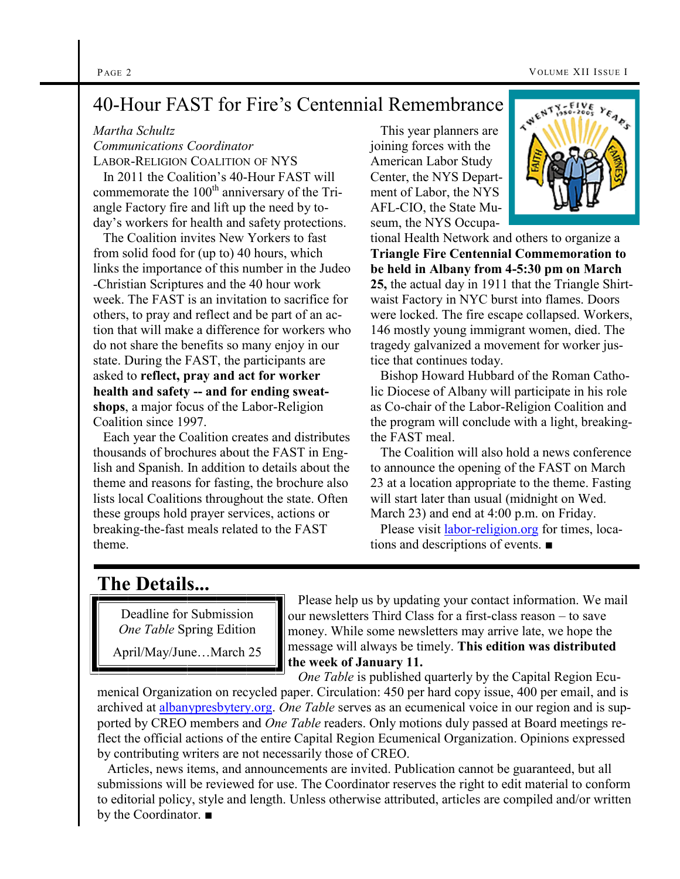## 40-Hour FAST for Fire's Centennial Remembrance

*Martha Schultz*
*Communications Coordinator*
LABOR-RELIGION COALITION OF NYS

In 2011 the Coalition's 40-Hour FAST will commemorate the 100th anniversary of the Triangle Factory fire and lift up the need by today's workers for health and safety protections.

The Coalition invites New Yorkers to fast from solid food for (up to) 40 hours, which links the importance of this number in the Judeo-Christian Scriptures and the 40 hour work week. The FAST is an invitation to sacrifice for others, to pray and reflect and be part of an action that will make a difference for workers who do not share the benefits so many enjoy in our state. During the FAST, the participants are asked to **reflect, pray and act for worker health and safety -- and for ending sweatshops**, a major focus of the Labor-Religion Coalition since 1997.

Each year the Coalition creates and distributes thousands of brochures about the FAST in English and Spanish. In addition to details about the theme and reasons for fasting, the brochure also lists local Coalitions throughout the state. Often these groups hold prayer services, actions or breaking-the-fast meals related to the FAST theme.

This year planners are joining forces with the American Labor Study Center, the NYS Department of Labor, the NYS AFL-CIO, the State Museum, the NYS Occupational Health Network and others to organize a **Triangle Fire Centennial Commemoration to be held in Albany from 4-5:30 pm on March 25,** the actual day in 1911 that the Triangle Shirtwaist Factory in NYC burst into flames. Doors were locked. The fire escape collapsed. Workers, 146 mostly young immigrant women, died. The tragedy galvanized a movement for worker justice that continues today.

Bishop Howard Hubbard of the Roman Catholic Diocese of Albany will participate in his role as Co-chair of the Labor-Religion Coalition and the program will conclude with a light, breaking-the FAST meal.

The Coalition will also hold a news conference to announce the opening of the FAST on March 23 at a location appropriate to the theme. Fasting will start later than usual (midnight on Wed. March 23) and end at 4:00 p.m. on Friday.

Please visit labor-religion.org for times, locations and descriptions of events. ■

## The Details...

Deadline for Submission
*One Table* Spring Edition

April/May/June…March 25

Please help us by updating your contact information. We mail our newsletters Third Class for a first-class reason – to save money. While some newsletters may arrive late, we hope the message will always be timely. **This edition was distributed the week of January 11.**

*One Table* is published quarterly by the Capital Region Ecumenical Organization on recycled paper. Circulation: 450 per hard copy issue, 400 per email, and is archived at albanypresbytery.org. *One Table* serves as an ecumenical voice in our region and is supported by CREO members and *One Table* readers. Only motions duly passed at Board meetings reflect the official actions of the entire Capital Region Ecumenical Organization. Opinions expressed by contributing writers are not necessarily those of CREO.

Articles, news items, and announcements are invited. Publication cannot be guaranteed, but all submissions will be reviewed for use. The Coordinator reserves the right to edit material to conform to editorial policy, style and length. Unless otherwise attributed, articles are compiled and/or written by the Coordinator. ■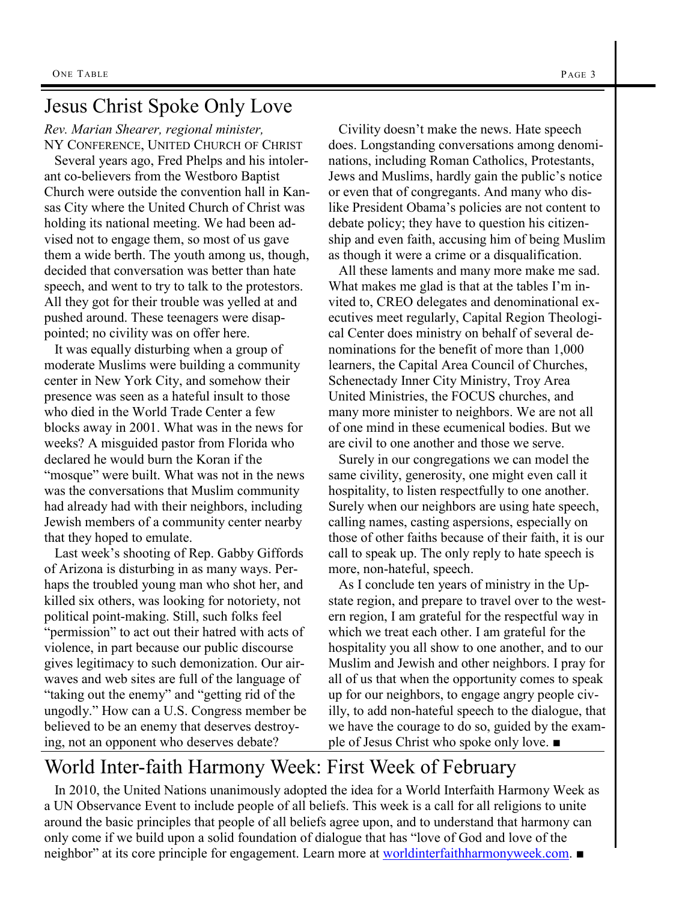# Jesus Christ Spoke Only Love

*Rev. Marian Shearer, regional minister,*
NY CONFERENCE, UNITED CHURCH OF CHRIST

Several years ago, Fred Phelps and his intolerant co-believers from the Westboro Baptist Church were outside the convention hall in Kansas City where the United Church of Christ was holding its national meeting. We had been advised not to engage them, so most of us gave them a wide berth. The youth among us, though, decided that conversation was better than hate speech, and went to try to talk to the protestors. All they got for their trouble was yelled at and pushed around. These teenagers were disappointed; no civility was on offer here.

It was equally disturbing when a group of moderate Muslims were building a community center in New York City, and somehow their presence was seen as a hateful insult to those who died in the World Trade Center a few blocks away in 2001. What was in the news for weeks? A misguided pastor from Florida who declared he would burn the Koran if the "mosque" were built. What was not in the news was the conversations that Muslim community had already had with their neighbors, including Jewish members of a community center nearby that they hoped to emulate.

Last week's shooting of Rep. Gabby Giffords of Arizona is disturbing in as many ways. Perhaps the troubled young man who shot her, and killed six others, was looking for notoriety, not political point-making. Still, such folks feel "permission" to act out their hatred with acts of violence, in part because our public discourse gives legitimacy to such demonization. Our airwaves and web sites are full of the language of "taking out the enemy" and "getting rid of the ungodly." How can a U.S. Congress member be believed to be an enemy that deserves destroying, not an opponent who deserves debate?

Civility doesn't make the news. Hate speech does. Longstanding conversations among denominations, including Roman Catholics, Protestants, Jews and Muslims, hardly gain the public's notice or even that of congregants. And many who dislike President Obama's policies are not content to debate policy; they have to question his citizenship and even faith, accusing him of being Muslim as though it were a crime or a disqualification.

All these laments and many more make me sad. What makes me glad is that at the tables I'm invited to, CREO delegates and denominational executives meet regularly, Capital Region Theological Center does ministry on behalf of several denominations for the benefit of more than 1,000 learners, the Capital Area Council of Churches, Schenectady Inner City Ministry, Troy Area United Ministries, the FOCUS churches, and many more minister to neighbors. We are not all of one mind in these ecumenical bodies. But we are civil to one another and those we serve.

Surely in our congregations we can model the same civility, generosity, one might even call it hospitality, to listen respectfully to one another. Surely when our neighbors are using hate speech, calling names, casting aspersions, especially on those of other faiths because of their faith, it is our call to speak up. The only reply to hate speech is more, non-hateful, speech.

As I conclude ten years of ministry in the Upstate region, and prepare to travel over to the western region, I am grateful for the respectful way in which we treat each other. I am grateful for the hospitality you all show to one another, and to our Muslim and Jewish and other neighbors. I pray for all of us that when the opportunity comes to speak up for our neighbors, to engage angry people civilly, to add non-hateful speech to the dialogue, that we have the courage to do so, guided by the example of Jesus Christ who spoke only love. ■

# World Inter-faith Harmony Week: First Week of February

In 2010, the United Nations unanimously adopted the idea for a World Interfaith Harmony Week as a UN Observance Event to include people of all beliefs. This week is a call for all religions to unite around the basic principles that people of all beliefs agree upon, and to understand that harmony can only come if we build upon a solid foundation of dialogue that has "love of God and love of the neighbor" at its core principle for engagement. Learn more at worldinterfaithharmonyweek.com. ■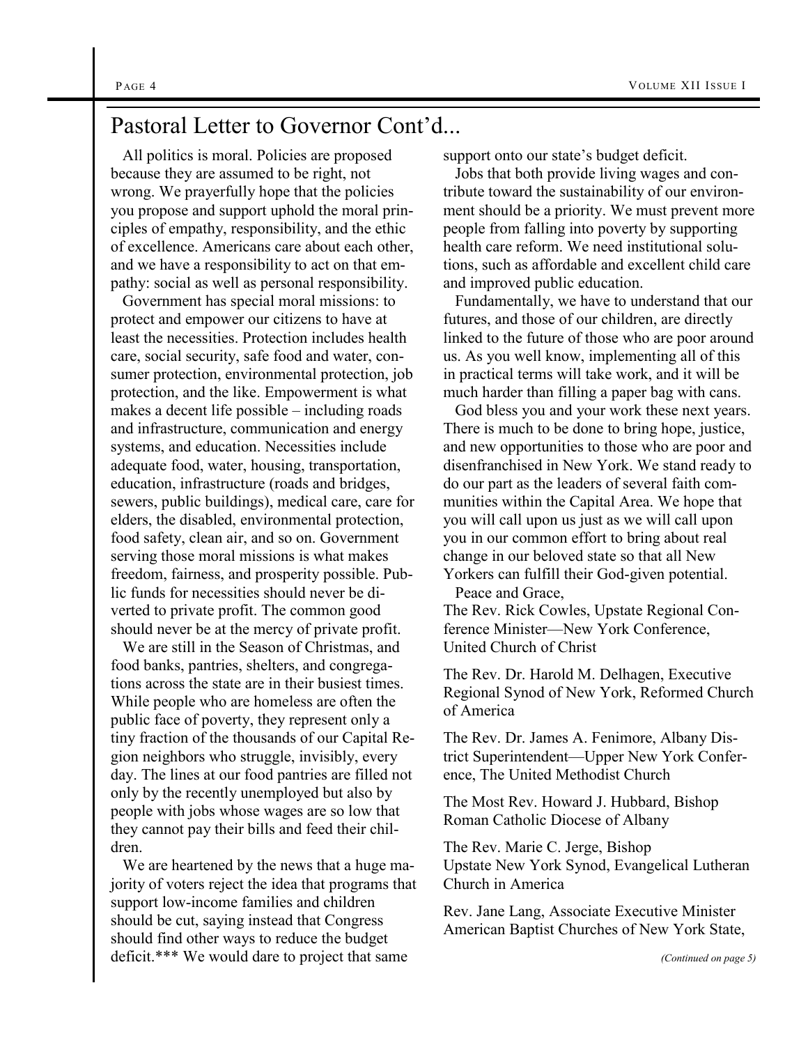## Pastoral Letter to Governor Cont'd...

All politics is moral. Policies are proposed because they are assumed to be right, not wrong. We prayerfully hope that the policies you propose and support uphold the moral principles of empathy, responsibility, and the ethic of excellence. Americans care about each other, and we have a responsibility to act on that empathy: social as well as personal responsibility.

Government has special moral missions: to protect and empower our citizens to have at least the necessities. Protection includes health care, social security, safe food and water, consumer protection, environmental protection, job protection, and the like. Empowerment is what makes a decent life possible – including roads and infrastructure, communication and energy systems, and education. Necessities include adequate food, water, housing, transportation, education, infrastructure (roads and bridges, sewers, public buildings), medical care, care for elders, the disabled, environmental protection, food safety, clean air, and so on. Government serving those moral missions is what makes freedom, fairness, and prosperity possible. Public funds for necessities should never be diverted to private profit. The common good should never be at the mercy of private profit.

We are still in the Season of Christmas, and food banks, pantries, shelters, and congregations across the state are in their busiest times. While people who are homeless are often the public face of poverty, they represent only a tiny fraction of the thousands of our Capital Region neighbors who struggle, invisibly, every day. The lines at our food pantries are filled not only by the recently unemployed but also by people with jobs whose wages are so low that they cannot pay their bills and feed their children.

We are heartened by the news that a huge majority of voters reject the idea that programs that support low-income families and children should be cut, saying instead that Congress should find other ways to reduce the budget deficit.*** We would dare to project that same support onto our state's budget deficit.

Jobs that both provide living wages and contribute toward the sustainability of our environment should be a priority. We must prevent more people from falling into poverty by supporting health care reform. We need institutional solutions, such as affordable and excellent child care and improved public education.

Fundamentally, we have to understand that our futures, and those of our children, are directly linked to the future of those who are poor around us. As you well know, implementing all of this in practical terms will take work, and it will be much harder than filling a paper bag with cans.

God bless you and your work these next years. There is much to be done to bring hope, justice, and new opportunities to those who are poor and disenfranchised in New York. We stand ready to do our part as the leaders of several faith communities within the Capital Area. We hope that you will call upon us just as we will call upon you in our common effort to bring about real change in our beloved state so that all New Yorkers can fulfill their God-given potential.

Peace and Grace,

The Rev. Rick Cowles, Upstate Regional Conference Minister—New York Conference, United Church of Christ

The Rev. Dr. Harold M. Delhagen, Executive Regional Synod of New York, Reformed Church of America

The Rev. Dr. James A. Fenimore, Albany District Superintendent—Upper New York Conference, The United Methodist Church

The Most Rev. Howard J. Hubbard, Bishop Roman Catholic Diocese of Albany

The Rev. Marie C. Jerge, Bishop Upstate New York Synod, Evangelical Lutheran Church in America

Rev. Jane Lang, Associate Executive Minister American Baptist Churches of New York State,

*(Continued on page 5)*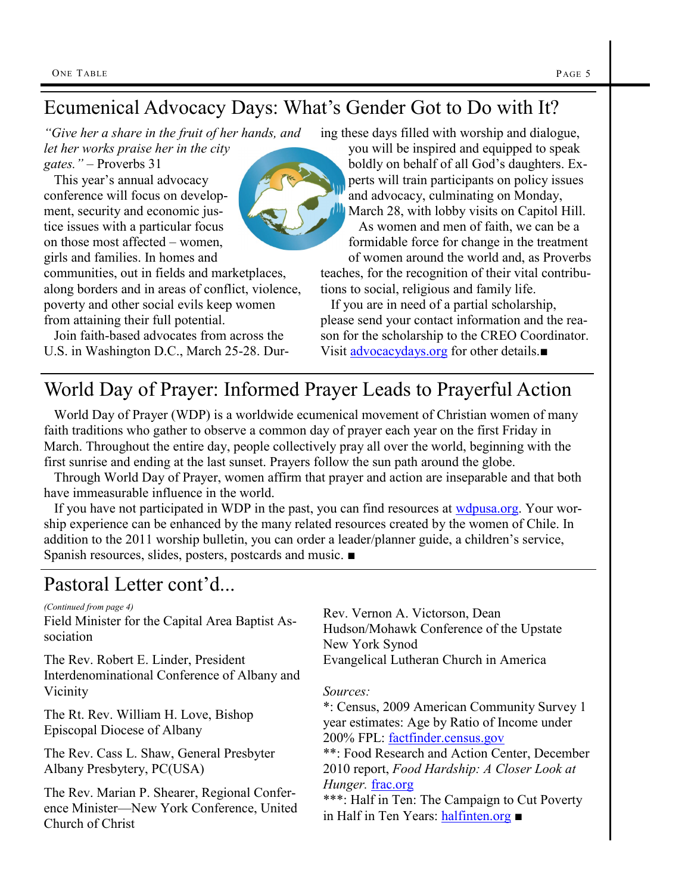## Ecumenical Advocacy Days: What's Gender Got to Do with It?

*"Give her a share in the fruit of her hands, and let her works praise her in the city gates."* – Proverbs 31

This year's annual advocacy conference will focus on development, security and economic justice issues with a particular focus on those most affected – women, girls and families. In homes and communities, out in fields and marketplaces, along borders and in areas of conflict, violence, poverty and other social evils keep women from attaining their full potential.

Join faith-based advocates from across the U.S. in Washington D.C., March 25-28. During these days filled with worship and dialogue, you will be inspired and equipped to speak boldly on behalf of all God's daughters. Experts will train participants on policy issues and advocacy, culminating on Monday, March 28, with lobby visits on Capitol Hill.

As women and men of faith, we can be a formidable force for change in the treatment of women around the world and, as Proverbs teaches, for the recognition of their vital contributions to social, religious and family life.

If you are in need of a partial scholarship, please send your contact information and the reason for the scholarship to the CREO Coordinator. Visit advocacydays.org for other details.■

## World Day of Prayer: Informed Prayer Leads to Prayerful Action

World Day of Prayer (WDP) is a worldwide ecumenical movement of Christian women of many faith traditions who gather to observe a common day of prayer each year on the first Friday in March. Throughout the entire day, people collectively pray all over the world, beginning with the first sunrise and ending at the last sunset. Prayers follow the sun path around the globe.

Through World Day of Prayer, women affirm that prayer and action are inseparable and that both have immeasurable influence in the world.

If you have not participated in WDP in the past, you can find resources at wdpusa.org. Your worship experience can be enhanced by the many related resources created by the women of Chile. In addition to the 2011 worship bulletin, you can order a leader/planner guide, a children's service, Spanish resources, slides, posters, postcards and music. ■

## Pastoral Letter cont'd...

*(Continued from page 4)*

Field Minister for the Capital Area Baptist Association

The Rev. Robert E. Linder, President
Interdenominational Conference of Albany and Vicinity

The Rt. Rev. William H. Love, Bishop
Episcopal Diocese of Albany

The Rev. Cass L. Shaw, General Presbyter
Albany Presbytery, PC(USA)

The Rev. Marian P. Shearer, Regional Conference Minister—New York Conference, United Church of Christ

Rev. Vernon A. Victorson, Dean
Hudson/Mohawk Conference of the Upstate New York Synod
Evangelical Lutheran Church in America

*Sources:*

*: Census, 2009 American Community Survey 1 year estimates: Age by Ratio of Income under 200% FPL: factfinder.census.gov

**: Food Research and Action Center, December 2010 report, *Food Hardship: A Closer Look at Hunger.* frac.org

***: Half in Ten: The Campaign to Cut Poverty in Half in Ten Years: halfinten.org ■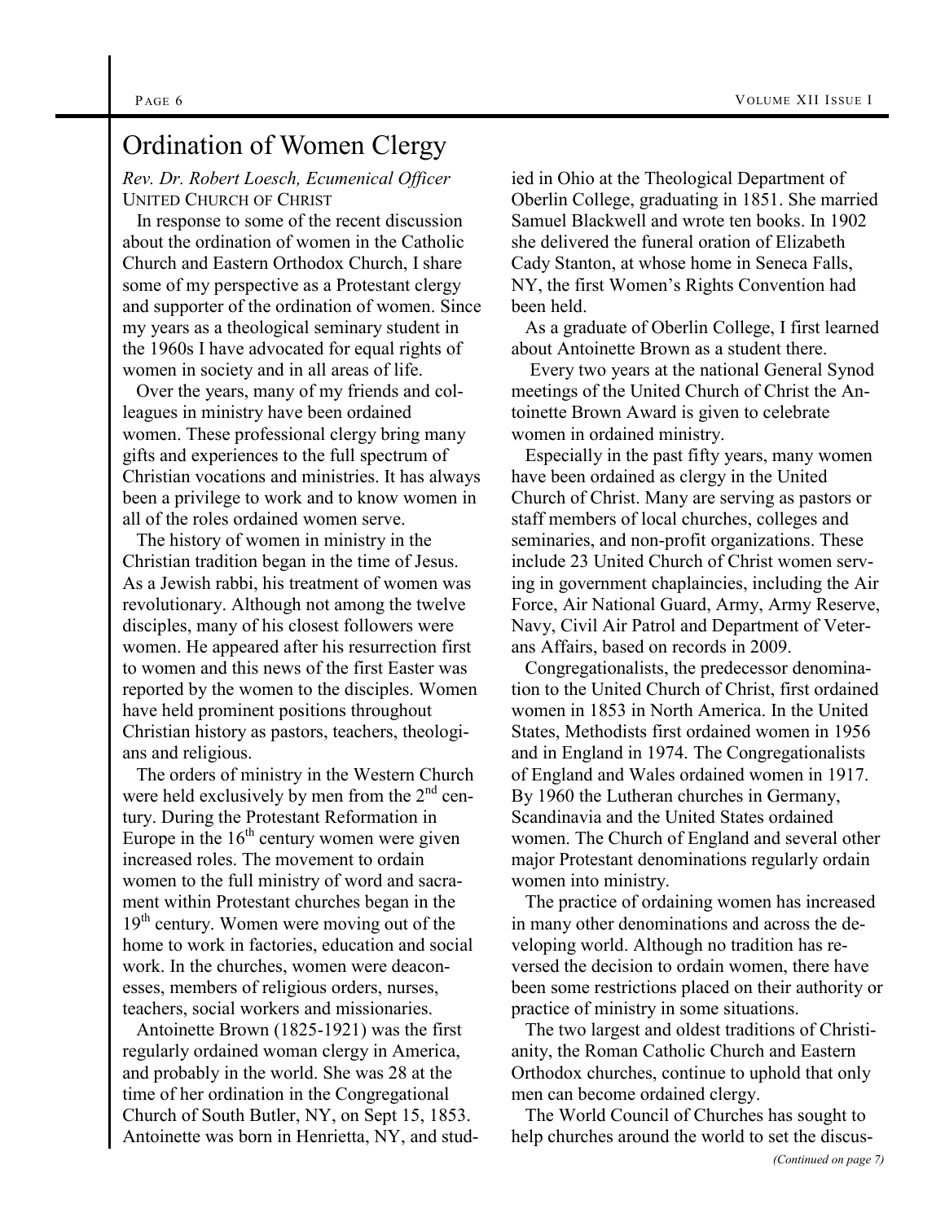# Ordination of Women Clergy

*Rev. Dr. Robert Loesch, Ecumenical Officer*
UNITED CHURCH OF CHRIST

In response to some of the recent discussion about the ordination of women in the Catholic Church and Eastern Orthodox Church, I share some of my perspective as a Protestant clergy and supporter of the ordination of women. Since my years as a theological seminary student in the 1960s I have advocated for equal rights of women in society and in all areas of life.

Over the years, many of my friends and colleagues in ministry have been ordained women. These professional clergy bring many gifts and experiences to the full spectrum of Christian vocations and ministries. It has always been a privilege to work and to know women in all of the roles ordained women serve.

The history of women in ministry in the Christian tradition began in the time of Jesus. As a Jewish rabbi, his treatment of women was revolutionary. Although not among the twelve disciples, many of his closest followers were women. He appeared after his resurrection first to women and this news of the first Easter was reported by the women to the disciples. Women have held prominent positions throughout Christian history as pastors, teachers, theologians and religious.

The orders of ministry in the Western Church were held exclusively by men from the 2nd century. During the Protestant Reformation in Europe in the 16th century women were given increased roles. The movement to ordain women to the full ministry of word and sacrament within Protestant churches began in the 19th century. Women were moving out of the home to work in factories, education and social work. In the churches, women were deaconesses, members of religious orders, nurses, teachers, social workers and missionaries.

Antoinette Brown (1825-1921) was the first regularly ordained woman clergy in America, and probably in the world. She was 28 at the time of her ordination in the Congregational Church of South Butler, NY, on Sept 15, 1853. Antoinette was born in Henrietta, NY, and studied in Ohio at the Theological Department of Oberlin College, graduating in 1851. She married Samuel Blackwell and wrote ten books. In 1902 she delivered the funeral oration of Elizabeth Cady Stanton, at whose home in Seneca Falls, NY, the first Women's Rights Convention had been held.

As a graduate of Oberlin College, I first learned about Antoinette Brown as a student there.

Every two years at the national General Synod meetings of the United Church of Christ the Antoinette Brown Award is given to celebrate women in ordained ministry.

Especially in the past fifty years, many women have been ordained as clergy in the United Church of Christ. Many are serving as pastors or staff members of local churches, colleges and seminaries, and non-profit organizations. These include 23 United Church of Christ women serving in government chaplaincies, including the Air Force, Air National Guard, Army, Army Reserve, Navy, Civil Air Patrol and Department of Veterans Affairs, based on records in 2009.

Congregationalists, the predecessor denomination to the United Church of Christ, first ordained women in 1853 in North America. In the United States, Methodists first ordained women in 1956 and in England in 1974. The Congregationalists of England and Wales ordained women in 1917. By 1960 the Lutheran churches in Germany, Scandinavia and the United States ordained women. The Church of England and several other major Protestant denominations regularly ordain women into ministry.

The practice of ordaining women has increased in many other denominations and across the developing world. Although no tradition has reversed the decision to ordain women, there have been some restrictions placed on their authority or practice of ministry in some situations.

The two largest and oldest traditions of Christianity, the Roman Catholic Church and Eastern Orthodox churches, continue to uphold that only men can become ordained clergy.

The World Council of Churches has sought to help churches around the world to set the discus-

*(Continued on page 7)*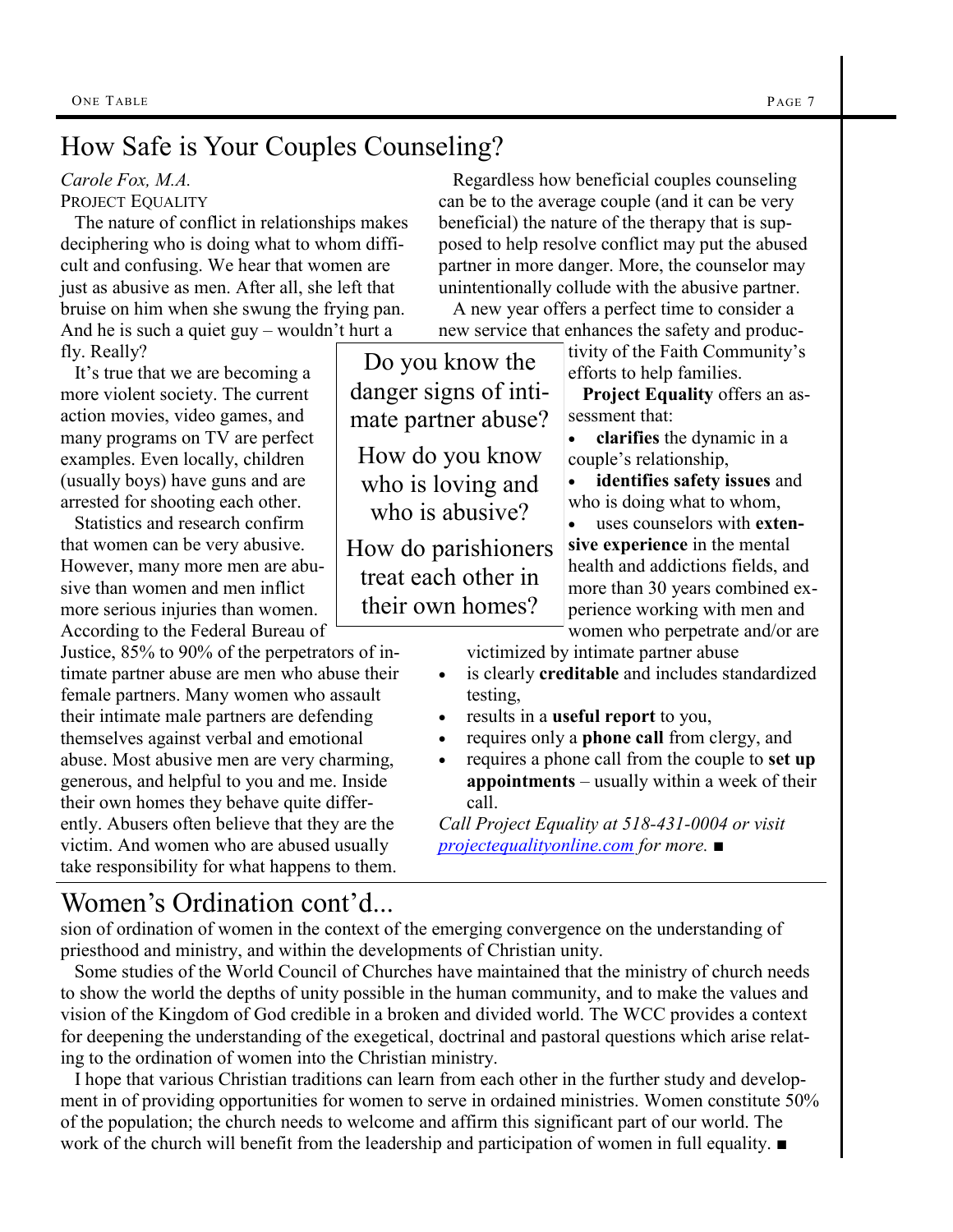# How Safe is Your Couples Counseling?

*Carole Fox, M.A.*
Project Equality

The nature of conflict in relationships makes deciphering who is doing what to whom difficult and confusing. We hear that women are just as abusive as men. After all, she left that bruise on him when she swung the frying pan. And he is such a quiet guy – wouldn't hurt a fly. Really?

It's true that we are becoming a more violent society. The current action movies, video games, and many programs on TV are perfect examples. Even locally, children (usually boys) have guns and are arrested for shooting each other.

Statistics and research confirm that women can be very abusive. However, many more men are abusive than women and men inflict more serious injuries than women. According to the Federal Bureau of Justice, 85% to 90% of the perpetrators of intimate partner abuse are men who abuse their female partners. Many women who assault their intimate male partners are defending themselves against verbal and emotional abuse. Most abusive men are very charming, generous, and helpful to you and me. Inside their own homes they behave quite differently. Abusers often believe that they are the victim. And women who are abused usually take responsibility for what happens to them.

Regardless how beneficial couples counseling can be to the average couple (and it can be very beneficial) the nature of the therapy that is supposed to help resolve conflict may put the abused partner in more danger. More, the counselor may unintentionally collude with the abusive partner.

A new year offers a perfect time to consider a new service that enhances the safety and productivity of the Faith Community's efforts to help families.

> Do you know the danger signs of intimate partner abuse?
>
> How do you know who is loving and who is abusive?
>
> How do parishioners treat each other in their own homes?

**Project Equality** offers an assessment that:

- **clarifies** the dynamic in a couple's relationship,
- **identifies safety issues** and who is doing what to whom,
- uses counselors with **extensive experience** in the mental health and addictions fields, and more than 30 years combined experience working with men and women who perpetrate and/or are victimized by intimate partner abuse
- is clearly **creditable** and includes standardized testing,
- results in a **useful report** to you,
- requires only a **phone call** from clergy, and
- requires a phone call from the couple to **set up appointments** – usually within a week of their call.

*Call Project Equality at 518-431-0004 or visit [projectequalityonline.com](projectequalityonline.com) for more.* ■

# Women's Ordination cont'd...

sion of ordination of women in the context of the emerging convergence on the understanding of priesthood and ministry, and within the developments of Christian unity.

Some studies of the World Council of Churches have maintained that the ministry of church needs to show the world the depths of unity possible in the human community, and to make the values and vision of the Kingdom of God credible in a broken and divided world. The WCC provides a context for deepening the understanding of the exegetical, doctrinal and pastoral questions which arise relating to the ordination of women into the Christian ministry.

I hope that various Christian traditions can learn from each other in the further study and development in of providing opportunities for women to serve in ordained ministries. Women constitute 50% of the population; the church needs to welcome and affirm this significant part of our world. The work of the church will benefit from the leadership and participation of women in full equality. ■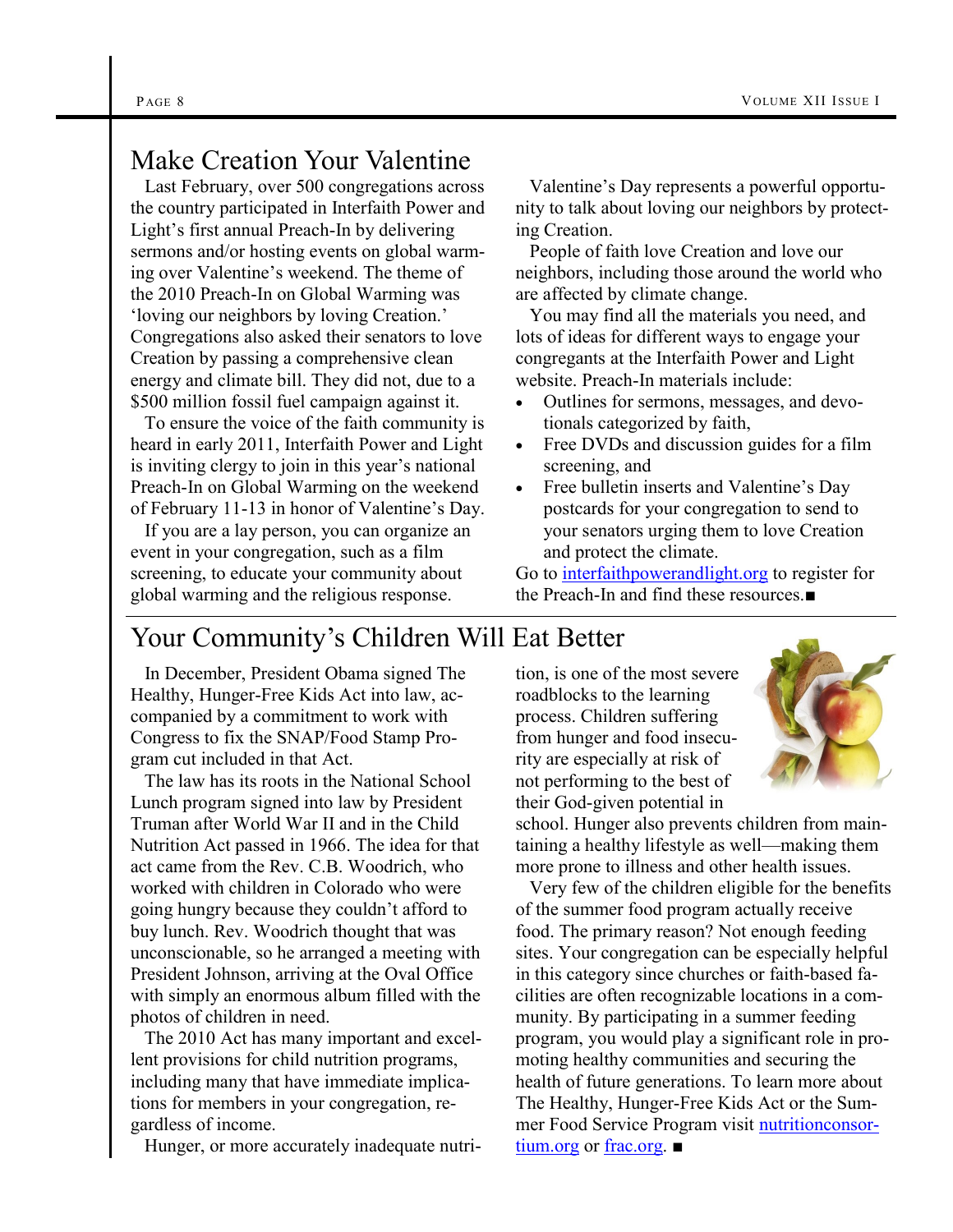## Make Creation Your Valentine

Last February, over 500 congregations across the country participated in Interfaith Power and Light's first annual Preach-In by delivering sermons and/or hosting events on global warming over Valentine's weekend. The theme of the 2010 Preach-In on Global Warming was 'loving our neighbors by loving Creation.' Congregations also asked their senators to love Creation by passing a comprehensive clean energy and climate bill. They did not, due to a $500 million fossil fuel campaign against it.

To ensure the voice of the faith community is heard in early 2011, Interfaith Power and Light is inviting clergy to join in this year's national Preach-In on Global Warming on the weekend of February 11-13 in honor of Valentine's Day.

If you are a lay person, you can organize an event in your congregation, such as a film screening, to educate your community about global warming and the religious response.

Valentine's Day represents a powerful opportunity to talk about loving our neighbors by protecting Creation.

People of faith love Creation and love our neighbors, including those around the world who are affected by climate change.

You may find all the materials you need, and lots of ideas for different ways to engage your congregants at the Interfaith Power and Light website. Preach-In materials include:

- Outlines for sermons, messages, and devotionals categorized by faith,
- Free DVDs and discussion guides for a film screening, and
- Free bulletin inserts and Valentine's Day postcards for your congregation to send to your senators urging them to love Creation and protect the climate.

Go to interfaithpowerandlight.org to register for the Preach-In and find these resources.■

## Your Community's Children Will Eat Better

In December, President Obama signed The Healthy, Hunger-Free Kids Act into law, accompanied by a commitment to work with Congress to fix the SNAP/Food Stamp Program cut included in that Act.

The law has its roots in the National School Lunch program signed into law by President Truman after World War II and in the Child Nutrition Act passed in 1966. The idea for that act came from the Rev. C.B. Woodrich, who worked with children in Colorado who were going hungry because they couldn't afford to buy lunch. Rev. Woodrich thought that was unconscionable, so he arranged a meeting with President Johnson, arriving at the Oval Office with simply an enormous album filled with the photos of children in need.

The 2010 Act has many important and excellent provisions for child nutrition programs, including many that have immediate implications for members in your congregation, regardless of income.

Hunger, or more accurately inadequate nutrition, is one of the most severe roadblocks to the learning process. Children suffering from hunger and food insecurity are especially at risk of not performing to the best of their God-given potential in school. Hunger also prevents children from maintaining a healthy lifestyle as well—making them more prone to illness and other health issues.

Very few of the children eligible for the benefits of the summer food program actually receive food. The primary reason? Not enough feeding sites. Your congregation can be especially helpful in this category since churches or faith-based facilities are often recognizable locations in a community. By participating in a summer feeding program, you would play a significant role in promoting healthy communities and securing the health of future generations. To learn more about The Healthy, Hunger-Free Kids Act or the Summer Food Service Program visit nutritionconsortium.org or frac.org. ■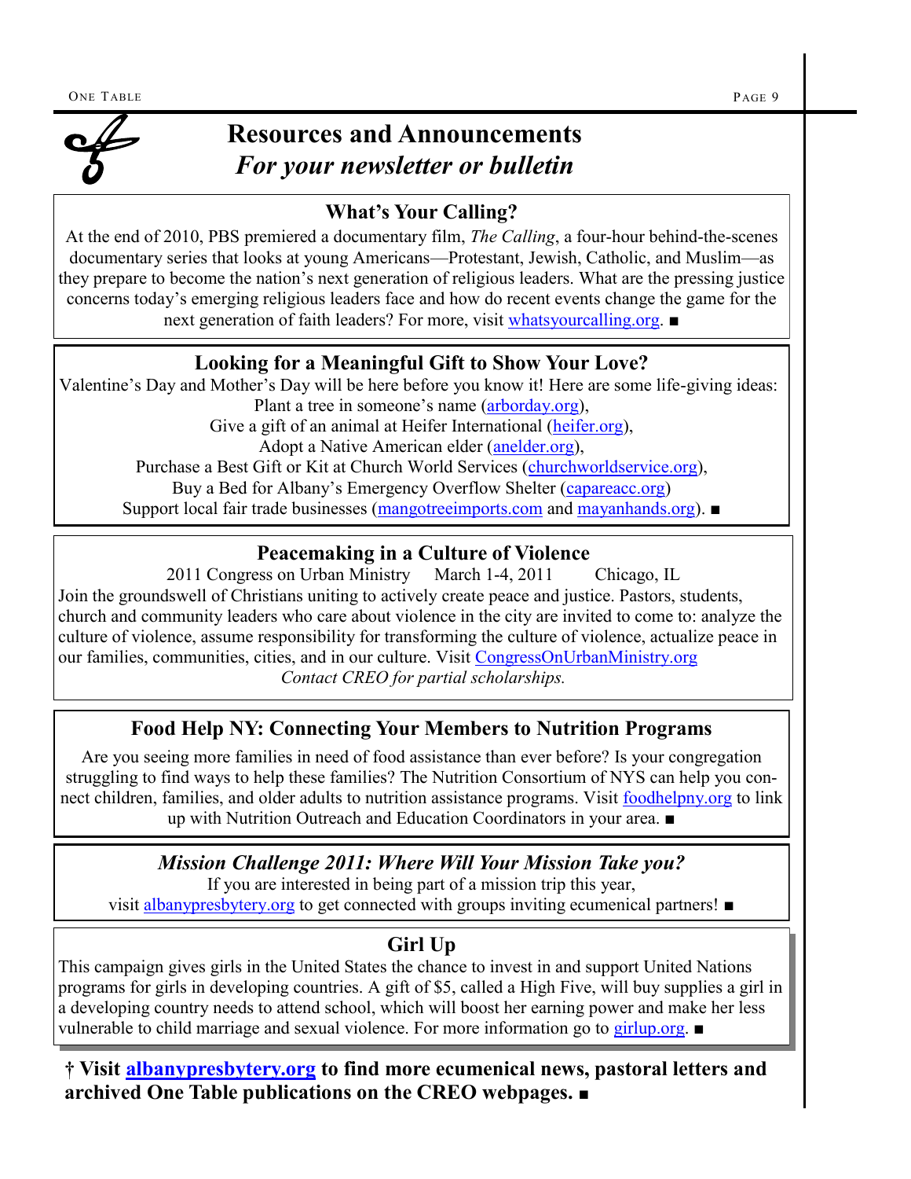# Resources and Announcements
## *For your newsletter or bulletin*

### What's Your Calling?

At the end of 2010, PBS premiered a documentary film, *The Calling*, a four-hour behind-the-scenes documentary series that looks at young Americans—Protestant, Jewish, Catholic, and Muslim—as they prepare to become the nation's next generation of religious leaders. What are the pressing justice concerns today's emerging religious leaders face and how do recent events change the game for the next generation of faith leaders? For more, visit whatsyourcalling.org. ■

### Looking for a Meaningful Gift to Show Your Love?

Valentine's Day and Mother's Day will be here before you know it! Here are some life-giving ideas:

Plant a tree in someone's name (arborday.org),
Give a gift of an animal at Heifer International (heifer.org),
Adopt a Native American elder (anelder.org),
Purchase a Best Gift or Kit at Church World Services (churchworldservice.org),
Buy a Bed for Albany's Emergency Overflow Shelter (capareacc.org)
Support local fair trade businesses (mangotreeimports.com and mayanhands.org). ■

### Peacemaking in a Culture of Violence

2011 Congress on Urban Ministry March 1-4, 2011 Chicago, IL

Join the groundswell of Christians uniting to actively create peace and justice. Pastors, students, church and community leaders who care about violence in the city are invited to come to: analyze the culture of violence, assume responsibility for transforming the culture of violence, actualize peace in our families, communities, cities, and in our culture. Visit CongressOnUrbanMinistry.org

*Contact CREO for partial scholarships.*

### Food Help NY: Connecting Your Members to Nutrition Programs

Are you seeing more families in need of food assistance than ever before? Is your congregation struggling to find ways to help these families? The Nutrition Consortium of NYS can help you connect children, families, and older adults to nutrition assistance programs. Visit foodhelpny.org to link up with Nutrition Outreach and Education Coordinators in your area. ■

### *Mission Challenge 2011: Where Will Your Mission Take you?*

If you are interested in being part of a mission trip this year, visit albanypresbytery.org to get connected with groups inviting ecumenical partners! ■

### Girl Up

This campaign gives girls in the United States the chance to invest in and support United Nations programs for girls in developing countries. A gift of $5, called a High Five, will buy supplies a girl in a developing country needs to attend school, which will boost her earning power and make her less vulnerable to child marriage and sexual violence. For more information go to girlup.org. ■

**† Visit albanypresbytery.org to find more ecumenical news, pastoral letters and archived One Table publications on the CREO webpages. ■**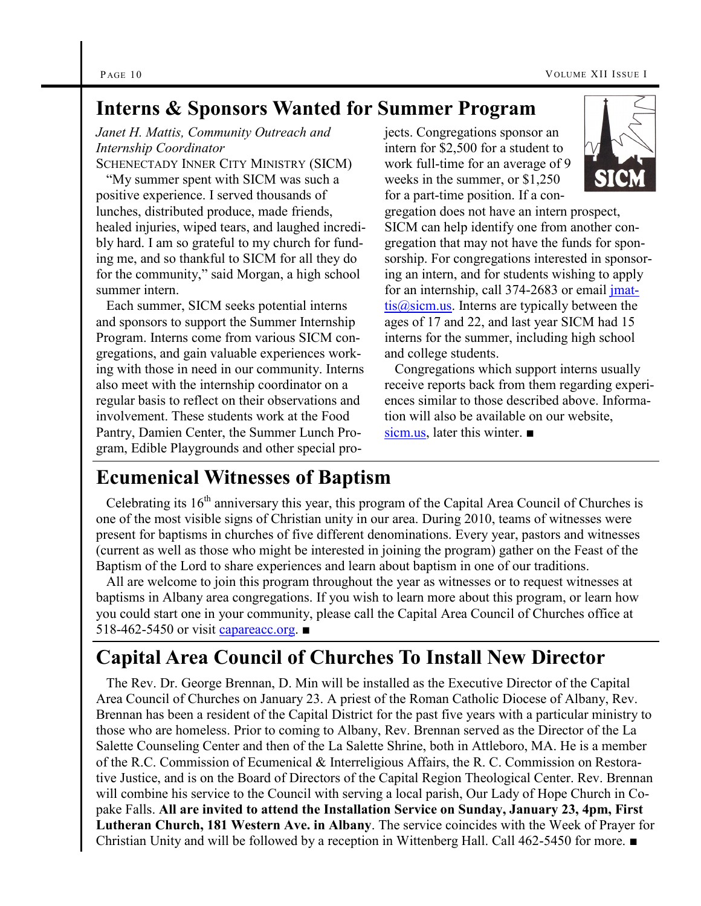## Interns & Sponsors Wanted for Summer Program

*Janet H. Mattis, Community Outreach and Internship Coordinator*
SCHENECTADY INNER CITY MINISTRY (SICM)

"My summer spent with SICM was such a positive experience. I served thousands of lunches, distributed produce, made friends, healed injuries, wiped tears, and laughed incredibly hard. I am so grateful to my church for funding me, and so thankful to SICM for all they do for the community," said Morgan, a high school summer intern.

Each summer, SICM seeks potential interns and sponsors to support the Summer Internship Program. Interns come from various SICM congregations, and gain valuable experiences working with those in need in our community. Interns also meet with the internship coordinator on a regular basis to reflect on their observations and involvement. These students work at the Food Pantry, Damien Center, the Summer Lunch Program, Edible Playgrounds and other special projects. Congregations sponsor an intern for $2,500 for a student to work full-time for an average of 9 weeks in the summer, or $1,250 for a part-time position. If a congregation does not have an intern prospect, SICM can help identify one from another congregation that may not have the funds for sponsorship. For congregations interested in sponsoring an intern, and for students wishing to apply for an internship, call 374-2683 or email jmattis@sicm.us. Interns are typically between the ages of 17 and 22, and last year SICM had 15 interns for the summer, including high school and college students.

Congregations which support interns usually receive reports back from them regarding experiences similar to those described above. Information will also be available on our website, sicm.us, later this winter. ■

## Ecumenical Witnesses of Baptism

Celebrating its 16th anniversary this year, this program of the Capital Area Council of Churches is one of the most visible signs of Christian unity in our area. During 2010, teams of witnesses were present for baptisms in churches of five different denominations. Every year, pastors and witnesses (current as well as those who might be interested in joining the program) gather on the Feast of the Baptism of the Lord to share experiences and learn about baptism in one of our traditions.

All are welcome to join this program throughout the year as witnesses or to request witnesses at baptisms in Albany area congregations. If you wish to learn more about this program, or learn how you could start one in your community, please call the Capital Area Council of Churches office at 518-462-5450 or visit capareacc.org. ■

## Capital Area Council of Churches To Install New Director

The Rev. Dr. George Brennan, D. Min will be installed as the Executive Director of the Capital Area Council of Churches on January 23. A priest of the Roman Catholic Diocese of Albany, Rev. Brennan has been a resident of the Capital District for the past five years with a particular ministry to those who are homeless. Prior to coming to Albany, Rev. Brennan served as the Director of the La Salette Counseling Center and then of the La Salette Shrine, both in Attleboro, MA. He is a member of the R.C. Commission of Ecumenical & Interreligious Affairs, the R. C. Commission on Restorative Justice, and is on the Board of Directors of the Capital Region Theological Center. Rev. Brennan will combine his service to the Council with serving a local parish, Our Lady of Hope Church in Copake Falls. **All are invited to attend the Installation Service on Sunday, January 23, 4pm, First Lutheran Church, 181 Western Ave. in Albany**. The service coincides with the Week of Prayer for Christian Unity and will be followed by a reception in Wittenberg Hall. Call 462-5450 for more. ■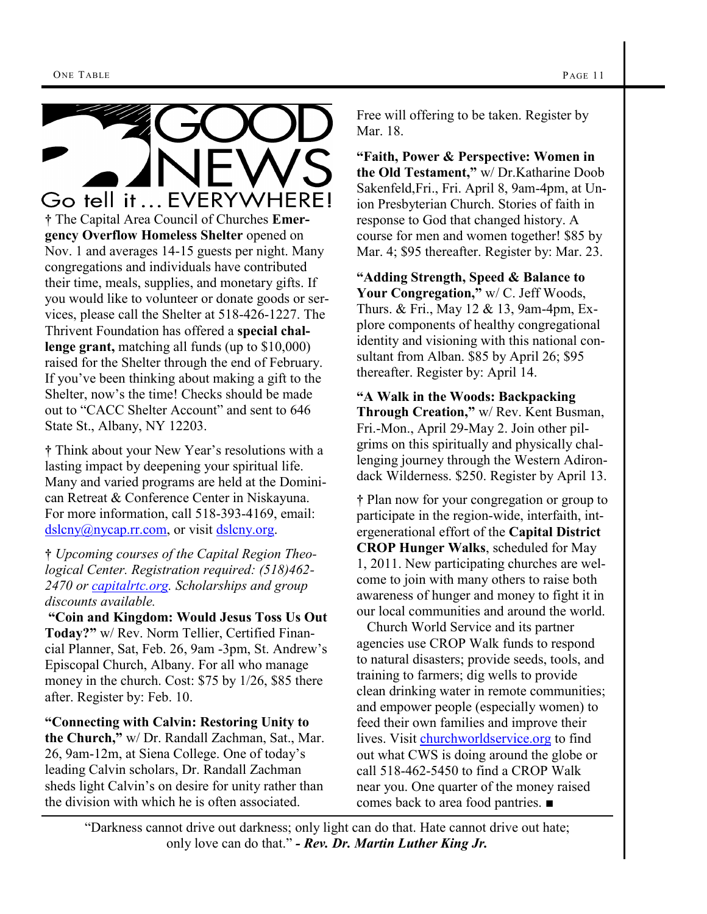# GOOD NEWS

## Go tell it… EVERYWHERE!

† The Capital Area Council of Churches **Emergency Overflow Homeless Shelter** opened on Nov. 1 and averages 14-15 guests per night. Many congregations and individuals have contributed their time, meals, supplies, and monetary gifts. If you would like to volunteer or donate goods or services, please call the Shelter at 518-426-1227. The Thrivent Foundation has offered a **special challenge grant,** matching all funds (up to $10,000) raised for the Shelter through the end of February. If you've been thinking about making a gift to the Shelter, now's the time! Checks should be made out to "CACC Shelter Account" and sent to 646 State St., Albany, NY 12203.

† Think about your New Year's resolutions with a lasting impact by deepening your spiritual life. Many and varied programs are held at the Dominican Retreat & Conference Center in Niskayuna. For more information, call 518-393-4169, email: dslcny@nycap.rr.com, or visit dslcny.org.

† *Upcoming courses of the Capital Region Theological Center. Registration required: (518)462-2470 or capitalrtc.org. Scholarships and group discounts available.*

**"Coin and Kingdom: Would Jesus Toss Us Out Today?"** w/ Rev. Norm Tellier, Certified Financial Planner, Sat, Feb. 26, 9am -3pm, St. Andrew's Episcopal Church, Albany. For all who manage money in the church. Cost: $75 by 1/26, $85 there after. Register by: Feb. 10.

**"Connecting with Calvin: Restoring Unity to the Church,"** w/ Dr. Randall Zachman, Sat., Mar. 26, 9am-12m, at Siena College. One of today's leading Calvin scholars, Dr. Randall Zachman sheds light Calvin's on desire for unity rather than the division with which he is often associated. Free will offering to be taken. Register by Mar. 18.

**"Faith, Power & Perspective: Women in the Old Testament,"** w/ Dr.Katharine Doob Sakenfeld,Fri., Fri. April 8, 9am-4pm, at Union Presbyterian Church. Stories of faith in response to God that changed history. A course for men and women together! $85 by Mar. 4; $95 thereafter. Register by: Mar. 23.

**"Adding Strength, Speed & Balance to Your Congregation,"** w/ C. Jeff Woods, Thurs. & Fri., May 12 & 13, 9am-4pm, Explore components of healthy congregational identity and visioning with this national consultant from Alban. $85 by April 26; $95 thereafter. Register by: April 14.

**"A Walk in the Woods: Backpacking Through Creation,"** w/ Rev. Kent Busman, Fri.-Mon., April 29-May 2. Join other pilgrims on this spiritually and physically challenging journey through the Western Adirondack Wilderness. $250. Register by April 13.

† Plan now for your congregation or group to participate in the region-wide, interfaith, intergenerational effort of the **Capital District CROP Hunger Walks**, scheduled for May 1, 2011. New participating churches are welcome to join with many others to raise both awareness of hunger and money to fight it in our local communities and around the world.

Church World Service and its partner agencies use CROP Walk funds to respond to natural disasters; provide seeds, tools, and training to farmers; dig wells to provide clean drinking water in remote communities; and empower people (especially women) to feed their own families and improve their lives. Visit churchworldservice.org to find out what CWS is doing around the globe or call 518-462-5450 to find a CROP Walk near you. One quarter of the money raised comes back to area food pantries. ■

---

"Darkness cannot drive out darkness; only light can do that. Hate cannot drive out hate; only love can do that." ***- Rev. Dr. Martin Luther King Jr.***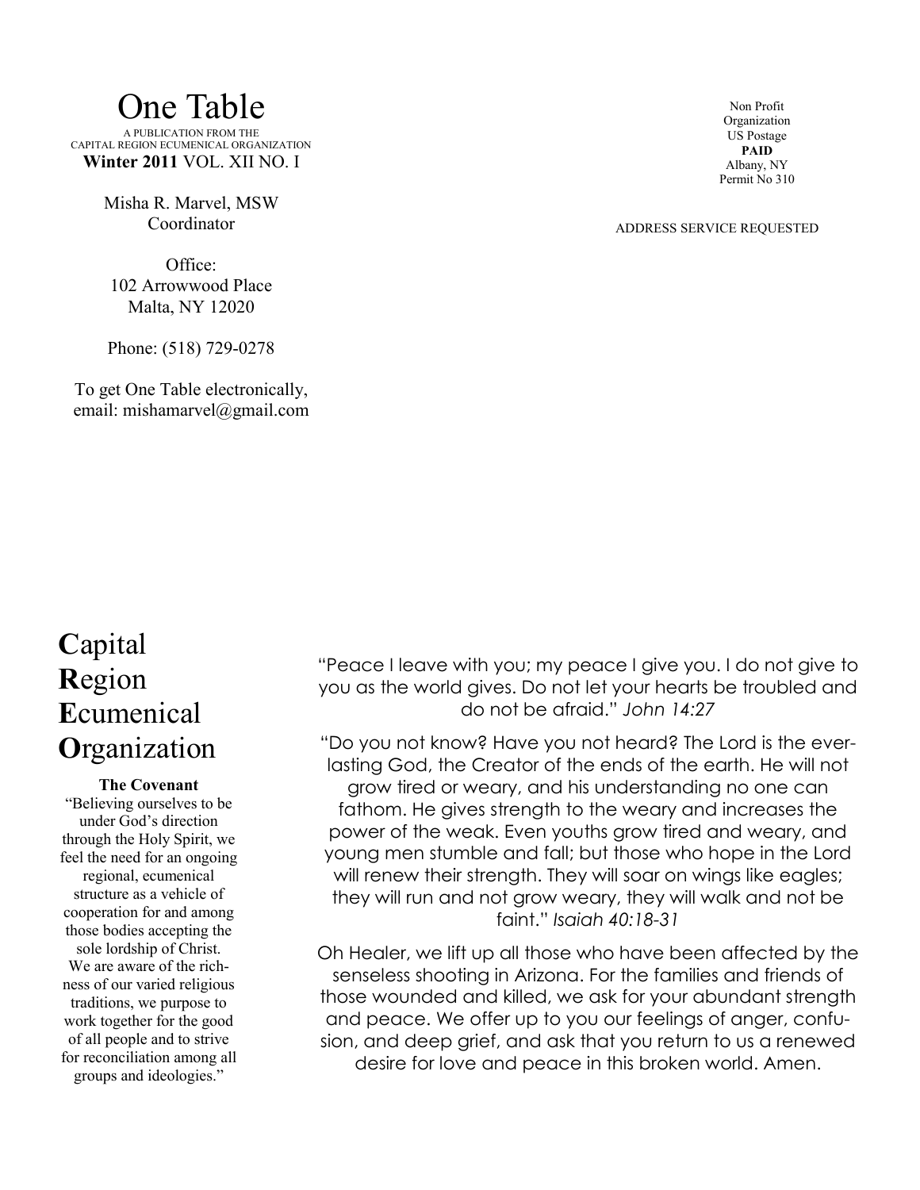# One Table

A PUBLICATION FROM THE
CAPITAL REGION ECUMENICAL ORGANIZATION

**Winter 2011** VOL. XII NO. I

Misha R. Marvel, MSW
Coordinator

Office:
102 Arrowwood Place
Malta, NY 12020

Phone: (518) 729-0278

To get One Table electronically,
email: mishamarvel@gmail.com

Non Profit
Organization
US Postage
**PAID**
Albany, NY
Permit No 310

ADDRESS SERVICE REQUESTED

## **C**apital **R**egion **E**cumenical **O**rganization

**The Covenant**

"Believing ourselves to be under God's direction through the Holy Spirit, we feel the need for an ongoing regional, ecumenical structure as a vehicle of cooperation for and among those bodies accepting the sole lordship of Christ. We are aware of the richness of our varied religious traditions, we purpose to work together for the good of all people and to strive for reconciliation among all groups and ideologies."

"Peace I leave with you; my peace I give you. I do not give to you as the world gives. Do not let your hearts be troubled and do not be afraid." *John 14:27*

"Do you not know? Have you not heard? The Lord is the everlasting God, the Creator of the ends of the earth. He will not grow tired or weary, and his understanding no one can fathom. He gives strength to the weary and increases the power of the weak. Even youths grow tired and weary, and young men stumble and fall; but those who hope in the Lord will renew their strength. They will soar on wings like eagles; they will run and not grow weary, they will walk and not be faint." *Isaiah 40:18-31*

Oh Healer, we lift up all those who have been affected by the senseless shooting in Arizona. For the families and friends of those wounded and killed, we ask for your abundant strength and peace. We offer up to you our feelings of anger, confusion, and deep grief, and ask that you return to us a renewed desire for love and peace in this broken world. Amen.